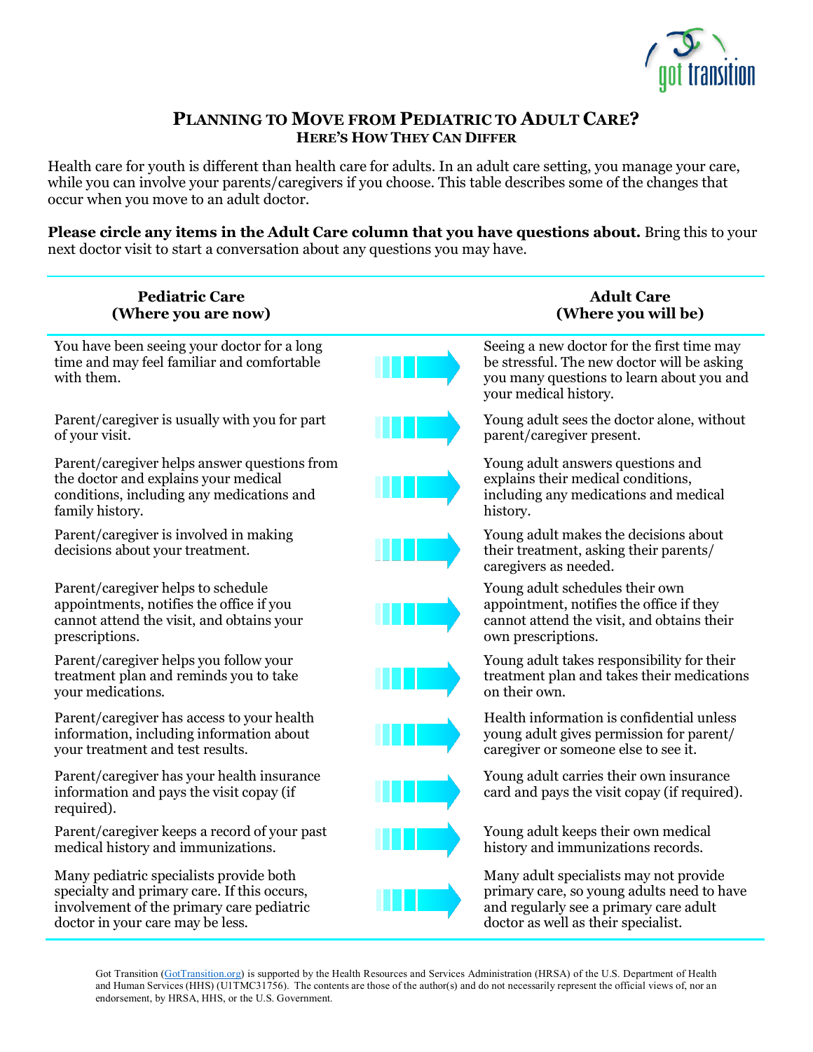# Planning to Move from Pediatric to Adult Care?

## Here's How They Can Differ

Health care for youth is different than health care for adults. In an adult care setting, you manage your care, while you can involve your parents/caregivers if you choose. This table describes some of the changes that occur when you move to an adult doctor.

**Please circle any items in the Adult Care column that you have questions about.** Bring this to your next doctor visit to start a conversation about any questions you may have.

| Pediatric Care (Where you are now) | | Adult Care (Where you will be) |
|---|---|---|
| You have been seeing your doctor for a long time and may feel familiar and comfortable with them. | → | Seeing a new doctor for the first time may be stressful. The new doctor will be asking you many questions to learn about you and your medical history. |
| Parent/caregiver is usually with you for part of your visit. | → | Young adult sees the doctor alone, without parent/caregiver present. |
| Parent/caregiver helps answer questions from the doctor and explains your medical conditions, including any medications and family history. | → | Young adult answers questions and explains their medical conditions, including any medications and medical history. |
| Parent/caregiver is involved in making decisions about your treatment. | → | Young adult makes the decisions about their treatment, asking their parents/ caregivers as needed. |
| Parent/caregiver helps to schedule appointments, notifies the office if you cannot attend the visit, and obtains your prescriptions. | → | Young adult schedules their own appointment, notifies the office if they cannot attend the visit, and obtains their own prescriptions. |
| Parent/caregiver helps you follow your treatment plan and reminds you to take your medications. | → | Young adult takes responsibility for their treatment plan and takes their medications on their own. |
| Parent/caregiver has access to your health information, including information about your treatment and test results. | → | Health information is confidential unless young adult gives permission for parent/ caregiver or someone else to see it. |
| Parent/caregiver has your health insurance information and pays the visit copay (if required). | → | Young adult carries their own insurance card and pays the visit copay (if required). |
| Parent/caregiver keeps a record of your past medical history and immunizations. | → | Young adult keeps their own medical history and immunizations records. |
| Many pediatric specialists provide both specialty and primary care. If this occurs, involvement of the primary care pediatric doctor in your care may be less. | → | Many adult specialists may not provide primary care, so young adults need to have and regularly see a primary care adult doctor as well as their specialist. |

Got Transition (GotTransition.org) is supported by the Health Resources and Services Administration (HRSA) of the U.S. Department of Health and Human Services (HHS) (U1TMC31756). The contents are those of the author(s) and do not necessarily represent the official views of, nor an endorsement, by HRSA, HHS, or the U.S. Government.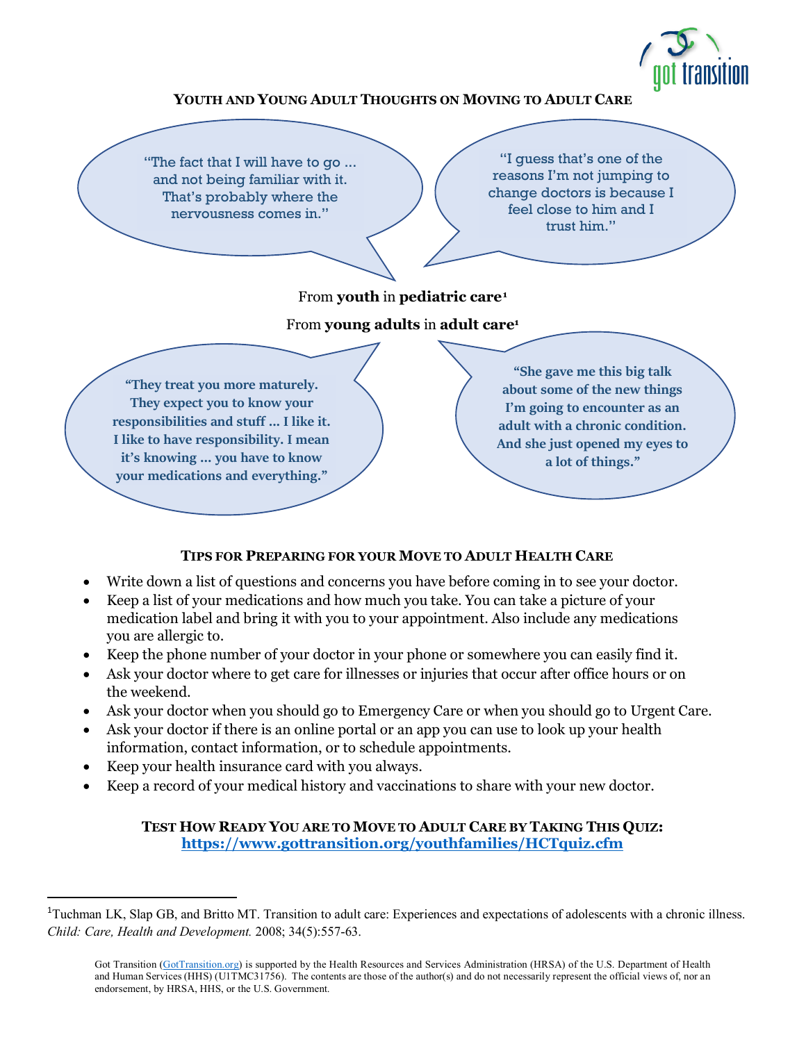## YOUTH AND YOUNG ADULT THOUGHTS ON MOVING TO ADULT CARE

"The fact that I will have to go ... and not being familiar with it. That's probably where the nervousness comes in."

"I guess that's one of the reasons I'm not jumping to change doctors is because I feel close to him and I trust him."

From **youth** in **pediatric care**[1]

From **young adults** in **adult care**[1]

**"They treat you more maturely. They expect you to know your responsibilities and stuff ... I like it. I like to have responsibility. I mean it's knowing ... you have to know your medications and everything."**

**"She gave me this big talk about some of the new things I'm going to encounter as an adult with a chronic condition. And she just opened my eyes to a lot of things."**

## TIPS FOR PREPARING FOR YOUR MOVE TO ADULT HEALTH CARE

- Write down a list of questions and concerns you have before coming in to see your doctor.
- Keep a list of your medications and how much you take. You can take a picture of your medication label and bring it with you to your appointment. Also include any medications you are allergic to.
- Keep the phone number of your doctor in your phone or somewhere you can easily find it.
- Ask your doctor where to get care for illnesses or injuries that occur after office hours or on the weekend.
- Ask your doctor when you should go to Emergency Care or when you should go to Urgent Care.
- Ask your doctor if there is an online portal or an app you can use to look up your health information, contact information, or to schedule appointments.
- Keep your health insurance card with you always.
- Keep a record of your medical history and vaccinations to share with your new doctor.

**TEST HOW READY YOU ARE TO MOVE TO ADULT CARE BY TAKING THIS QUIZ:**
**https://www.gottransition.org/youthfamilies/HCTquiz.cfm**

---

[1] Tuchman LK, Slap GB, and Britto MT. Transition to adult care: Experiences and expectations of adolescents with a chronic illness. *Child: Care, Health and Development.* 2008; 34(5):557-63.

Got Transition (GotTransition.org) is supported by the Health Resources and Services Administration (HRSA) of the U.S. Department of Health and Human Services (HHS) (U1TMC31756). The contents are those of the author(s) and do not necessarily represent the official views of, nor an endorsement, by HRSA, HHS, or the U.S. Government.